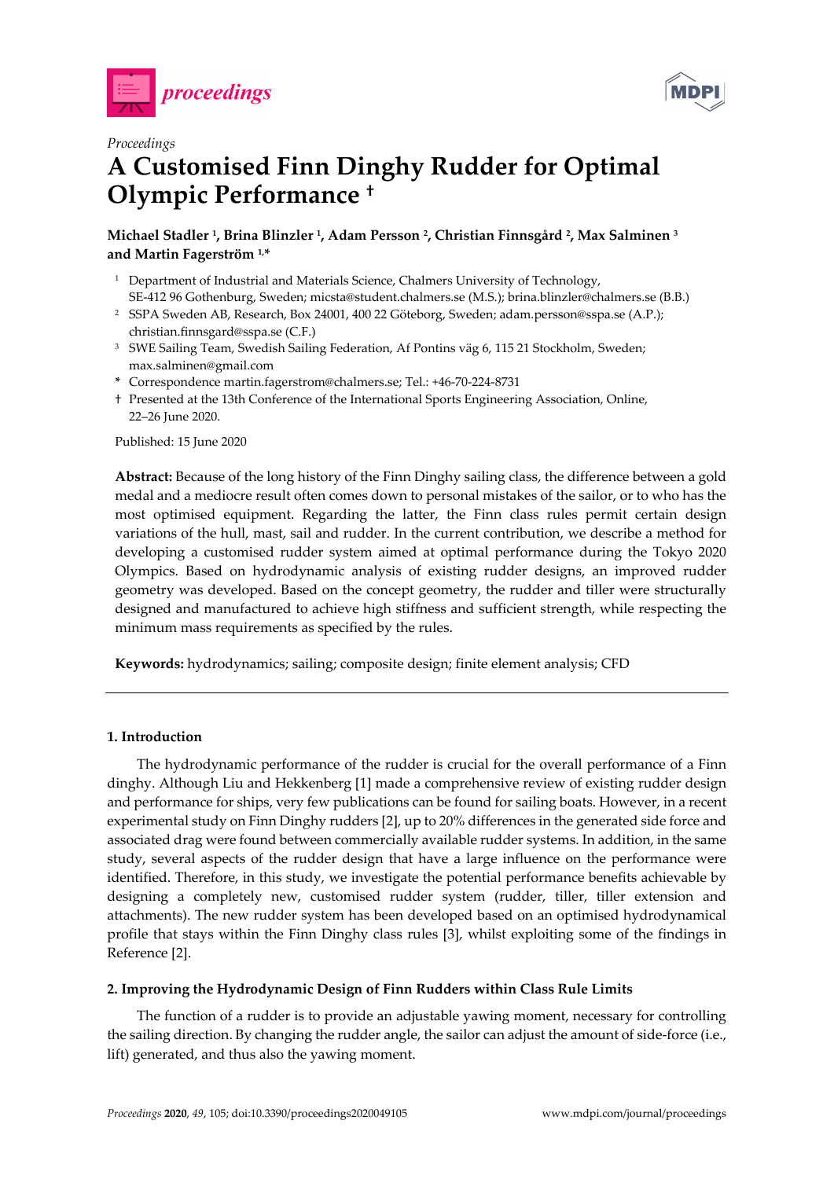*Proceedings*

# A Customised Finn Dinghy Rudder for Optimal Olympic Performance †

**Michael Stadler [1], Brina Blinzler [1], Adam Persson [2], Christian Finnsgård [2], Max Salminen [3] and Martin Fagerström [1,*]**

[1] Department of Industrial and Materials Science, Chalmers University of Technology, SE-412 96 Gothenburg, Sweden; micsta@student.chalmers.se (M.S.); brina.blinzler@chalmers.se (B.B.)
[2] SSPA Sweden AB, Research, Box 24001, 400 22 Göteborg, Sweden; adam.persson@sspa.se (A.P.); christian.finnsgard@sspa.se (C.F.)
[3] SWE Sailing Team, Swedish Sailing Federation, Af Pontins väg 6, 115 21 Stockholm, Sweden; max.salminen@gmail.com
* Correspondence martin.fagerstrom@chalmers.se; Tel.: +46-70-224-8731
† Presented at the 13th Conference of the International Sports Engineering Association, Online, 22–26 June 2020.

Published: 15 June 2020

**Abstract:** Because of the long history of the Finn Dinghy sailing class, the difference between a gold medal and a mediocre result often comes down to personal mistakes of the sailor, or to who has the most optimised equipment. Regarding the latter, the Finn class rules permit certain design variations of the hull, mast, sail and rudder. In the current contribution, we describe a method for developing a customised rudder system aimed at optimal performance during the Tokyo 2020 Olympics. Based on hydrodynamic analysis of existing rudder designs, an improved rudder geometry was developed. Based on the concept geometry, the rudder and tiller were structurally designed and manufactured to achieve high stiffness and sufficient strength, while respecting the minimum mass requirements as specified by the rules.

**Keywords:** hydrodynamics; sailing; composite design; finite element analysis; CFD

## 1. Introduction

The hydrodynamic performance of the rudder is crucial for the overall performance of a Finn dinghy. Although Liu and Hekkenberg [1] made a comprehensive review of existing rudder design and performance for ships, very few publications can be found for sailing boats. However, in a recent experimental study on Finn Dinghy rudders [2], up to 20% differences in the generated side force and associated drag were found between commercially available rudder systems. In addition, in the same study, several aspects of the rudder design that have a large influence on the performance were identified. Therefore, in this study, we investigate the potential performance benefits achievable by designing a completely new, customised rudder system (rudder, tiller, tiller extension and attachments). The new rudder system has been developed based on an optimised hydrodynamical profile that stays within the Finn Dinghy class rules [3], whilst exploiting some of the findings in Reference [2].

## 2. Improving the Hydrodynamic Design of Finn Rudders within Class Rule Limits

The function of a rudder is to provide an adjustable yawing moment, necessary for controlling the sailing direction. By changing the rudder angle, the sailor can adjust the amount of side-force (i.e., lift) generated, and thus also the yawing moment.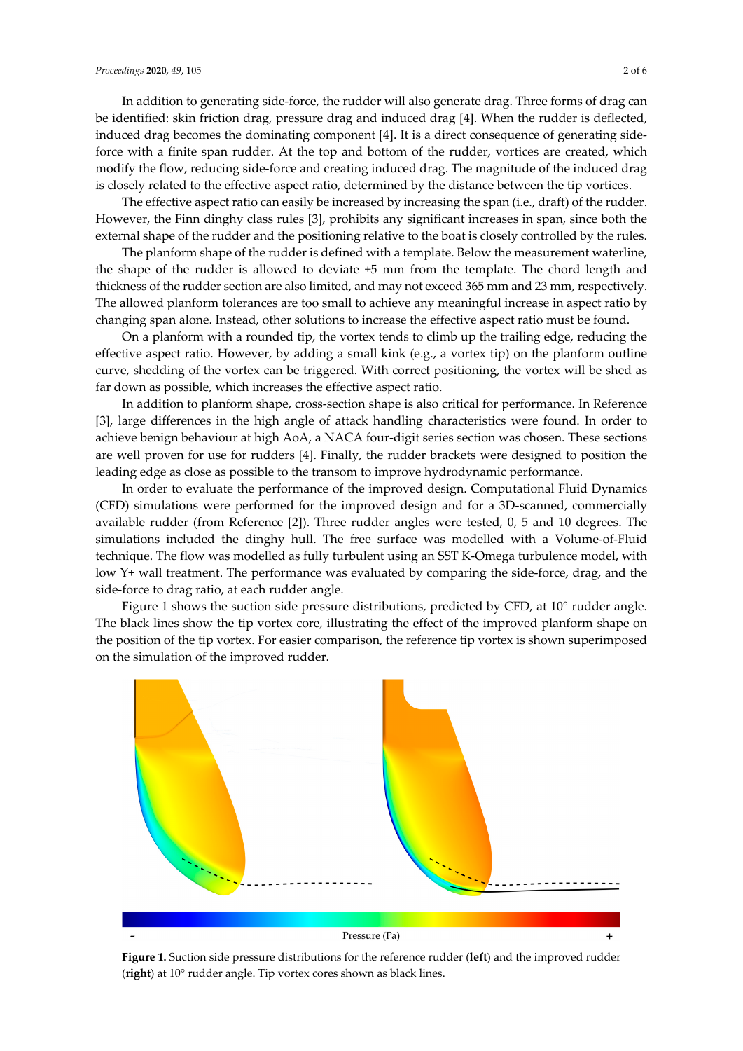In addition to generating side-force, the rudder will also generate drag. Three forms of drag can be identified: skin friction drag, pressure drag and induced drag [4]. When the rudder is deflected, induced drag becomes the dominating component [4]. It is a direct consequence of generating side-force with a finite span rudder. At the top and bottom of the rudder, vortices are created, which modify the flow, reducing side-force and creating induced drag. The magnitude of the induced drag is closely related to the effective aspect ratio, determined by the distance between the tip vortices.

The effective aspect ratio can easily be increased by increasing the span (i.e., draft) of the rudder. However, the Finn dinghy class rules [3], prohibits any significant increases in span, since both the external shape of the rudder and the positioning relative to the boat is closely controlled by the rules.

The planform shape of the rudder is defined with a template. Below the measurement waterline, the shape of the rudder is allowed to deviate ±5 mm from the template. The chord length and thickness of the rudder section are also limited, and may not exceed 365 mm and 23 mm, respectively. The allowed planform tolerances are too small to achieve any meaningful increase in aspect ratio by changing span alone. Instead, other solutions to increase the effective aspect ratio must be found.

On a planform with a rounded tip, the vortex tends to climb up the trailing edge, reducing the effective aspect ratio. However, by adding a small kink (e.g., a vortex tip) on the planform outline curve, shedding of the vortex can be triggered. With correct positioning, the vortex will be shed as far down as possible, which increases the effective aspect ratio.

In addition to planform shape, cross-section shape is also critical for performance. In Reference [3], large differences in the high angle of attack handling characteristics were found. In order to achieve benign behaviour at high AoA, a NACA four-digit series section was chosen. These sections are well proven for use for rudders [4]. Finally, the rudder brackets were designed to position the leading edge as close as possible to the transom to improve hydrodynamic performance.

In order to evaluate the performance of the improved design. Computational Fluid Dynamics (CFD) simulations were performed for the improved design and for a 3D-scanned, commercially available rudder (from Reference [2]). Three rudder angles were tested, 0, 5 and 10 degrees. The simulations included the dinghy hull. The free surface was modelled with a Volume-of-Fluid technique. The flow was modelled as fully turbulent using an SST K-Omega turbulence model, with low Y+ wall treatment. The performance was evaluated by comparing the side-force, drag, and the side-force to drag ratio, at each rudder angle.

Figure 1 shows the suction side pressure distributions, predicted by CFD, at 10° rudder angle. The black lines show the tip vortex core, illustrating the effect of the improved planform shape on the position of the tip vortex. For easier comparison, the reference tip vortex is shown superimposed on the simulation of the improved rudder.

**Figure 1.** Suction side pressure distributions for the reference rudder (**left**) and the improved rudder (**right**) at 10° rudder angle. Tip vortex cores shown as black lines.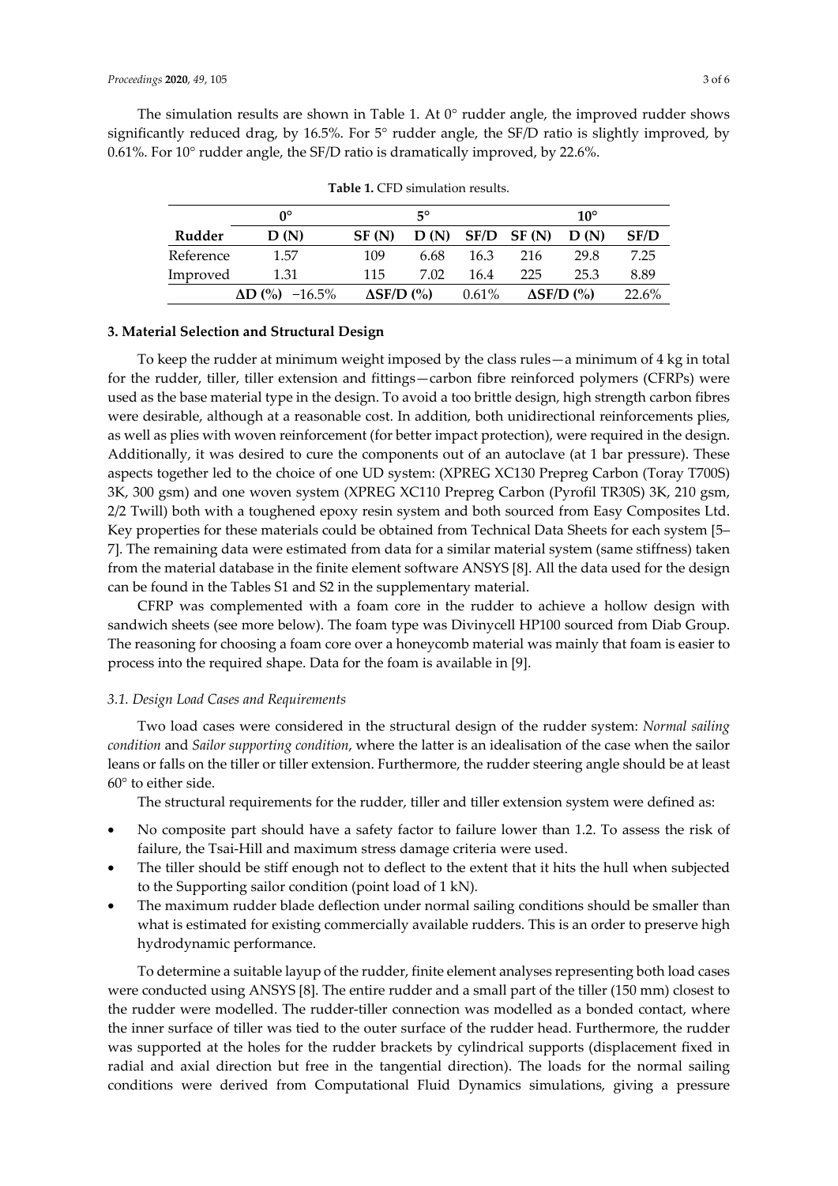The simulation results are shown in Table 1. At 0° rudder angle, the improved rudder shows significantly reduced drag, by 16.5%. For 5° rudder angle, the SF/D ratio is slightly improved, by 0.61%. For 10° rudder angle, the SF/D ratio is dramatically improved, by 22.6%.

**Table 1.** CFD simulation results.

| | 0° | 5° | | | 10° | | |
|---|---|---|---|---|---|---|---|
| **Rudder** | **D (N)** | **SF (N)** | **D (N)** | **SF/D** | **SF (N)** | **D (N)** | **SF/D** |
| Reference | 1.57 | 109 | 6.68 | 16.3 | 216 | 29.8 | 7.25 |
| Improved | 1.31 | 115 | 7.02 | 16.4 | 225 | 25.3 | 8.89 |
| | **ΔD (%)** −16.5% | **ΔSF/D (%)** | | 0.61% | **ΔSF/D (%)** | | 22.6% |

### 3. Material Selection and Structural Design

To keep the rudder at minimum weight imposed by the class rules—a minimum of 4 kg in total for the rudder, tiller, tiller extension and fittings—carbon fibre reinforced polymers (CFRPs) were used as the base material type in the design. To avoid a too brittle design, high strength carbon fibres were desirable, although at a reasonable cost. In addition, both unidirectional reinforcements plies, as well as plies with woven reinforcement (for better impact protection), were required in the design. Additionally, it was desired to cure the components out of an autoclave (at 1 bar pressure). These aspects together led to the choice of one UD system: (XPREG XC130 Prepreg Carbon (Toray T700S) 3K, 300 gsm) and one woven system (XPREG XC110 Prepreg Carbon (Pyrofil TR30S) 3K, 210 gsm, 2/2 Twill) both with a toughened epoxy resin system and both sourced from Easy Composites Ltd. Key properties for these materials could be obtained from Technical Data Sheets for each system [5–7]. The remaining data were estimated from data for a similar material system (same stiffness) taken from the material database in the finite element software ANSYS [8]. All the data used for the design can be found in the Tables S1 and S2 in the supplementary material.

CFRP was complemented with a foam core in the rudder to achieve a hollow design with sandwich sheets (see more below). The foam type was Divinycell HP100 sourced from Diab Group. The reasoning for choosing a foam core over a honeycomb material was mainly that foam is easier to process into the required shape. Data for the foam is available in [9].

#### *3.1. Design Load Cases and Requirements*

Two load cases were considered in the structural design of the rudder system: *Normal sailing condition* and *Sailor supporting condition*, where the latter is an idealisation of the case when the sailor leans or falls on the tiller or tiller extension. Furthermore, the rudder steering angle should be at least 60° to either side.

The structural requirements for the rudder, tiller and tiller extension system were defined as:

- No composite part should have a safety factor to failure lower than 1.2. To assess the risk of failure, the Tsai-Hill and maximum stress damage criteria were used.
- The tiller should be stiff enough not to deflect to the extent that it hits the hull when subjected to the Supporting sailor condition (point load of 1 kN).
- The maximum rudder blade deflection under normal sailing conditions should be smaller than what is estimated for existing commercially available rudders. This is an order to preserve high hydrodynamic performance.

To determine a suitable layup of the rudder, finite element analyses representing both load cases were conducted using ANSYS [8]. The entire rudder and a small part of the tiller (150 mm) closest to the rudder were modelled. The rudder-tiller connection was modelled as a bonded contact, where the inner surface of tiller was tied to the outer surface of the rudder head. Furthermore, the rudder was supported at the holes for the rudder brackets by cylindrical supports (displacement fixed in radial and axial direction but free in the tangential direction). The loads for the normal sailing conditions were derived from Computational Fluid Dynamics simulations, giving a pressure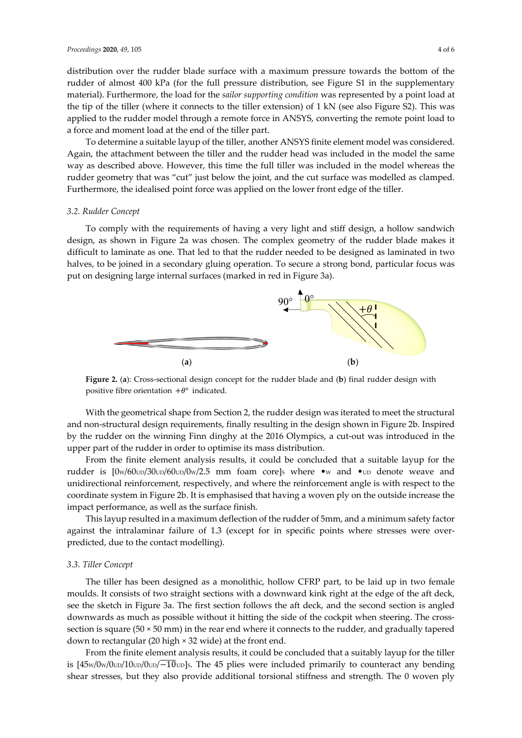distribution over the rudder blade surface with a maximum pressure towards the bottom of the rudder of almost 400 kPa (for the full pressure distribution, see Figure S1 in the supplementary material). Furthermore, the load for the *sailor supporting condition* was represented by a point load at the tip of the tiller (where it connects to the tiller extension) of 1 kN (see also Figure S2). This was applied to the rudder model through a remote force in ANSYS, converting the remote point load to a force and moment load at the end of the tiller part.

To determine a suitable layup of the tiller, another ANSYS finite element model was considered. Again, the attachment between the tiller and the rudder head was included in the model the same way as described above. However, this time the full tiller was included in the model whereas the rudder geometry that was "cut" just below the joint, and the cut surface was modelled as clamped. Furthermore, the idealised point force was applied on the lower front edge of the tiller.

### 3.2. Rudder Concept

To comply with the requirements of having a very light and stiff design, a hollow sandwich design, as shown in Figure 2a was chosen. The complex geometry of the rudder blade makes it difficult to laminate as one. That led to that the rudder needed to be designed as laminated in two halves, to be joined in a secondary gluing operation. To secure a strong bond, particular focus was put on designing large internal surfaces (marked in red in Figure 3a).

**Figure 2.** (**a**): Cross-sectional design concept for the rudder blade and (**b**) final rudder design with positive fibre orientation $+\theta°$ indicated.

With the geometrical shape from Section 2, the rudder design was iterated to meet the structural and non-structural design requirements, finally resulting in the design shown in Figure 2b. Inspired by the rudder on the winning Finn dinghy at the 2016 Olympics, a cut-out was introduced in the upper part of the rudder in order to optimise its mass distribution.

From the finite element analysis results, it could be concluded that a suitable layup for the rudder is $[0_W/60_{UD}/30_{UD}/60_{UD}/0_W/2.5\text{ mm foam core}]_S$ where $\bullet_W$ and $\bullet_{UD}$ denote weave and unidirectional reinforcement, respectively, and where the reinforcement angle is with respect to the coordinate system in Figure 2b. It is emphasised that having a woven ply on the outside increase the impact performance, as well as the surface finish.

This layup resulted in a maximum deflection of the rudder of 5mm, and a minimum safety factor against the intralaminar failure of 1.3 (except for in specific points where stresses were over-predicted, due to the contact modelling).

### 3.3. Tiller Concept

The tiller has been designed as a monolithic, hollow CFRP part, to be laid up in two female moulds. It consists of two straight sections with a downward kink right at the edge of the aft deck, see the sketch in Figure 3a. The first section follows the aft deck, and the second section is angled downwards as much as possible without it hitting the side of the cockpit when steering. The cross-section is square (50 × 50 mm) in the rear end where it connects to the rudder, and gradually tapered down to rectangular (20 high × 32 wide) at the front end.

From the finite element analysis results, it could be concluded that a suitably layup for the tiller is $[45_W/0_W/0_{UD}/10_{UD}/0_{UD}/\overline{-10}_{UD}]_S$. The 45 plies were included primarily to counteract any bending shear stresses, but they also provide additional torsional stiffness and strength. The 0 woven ply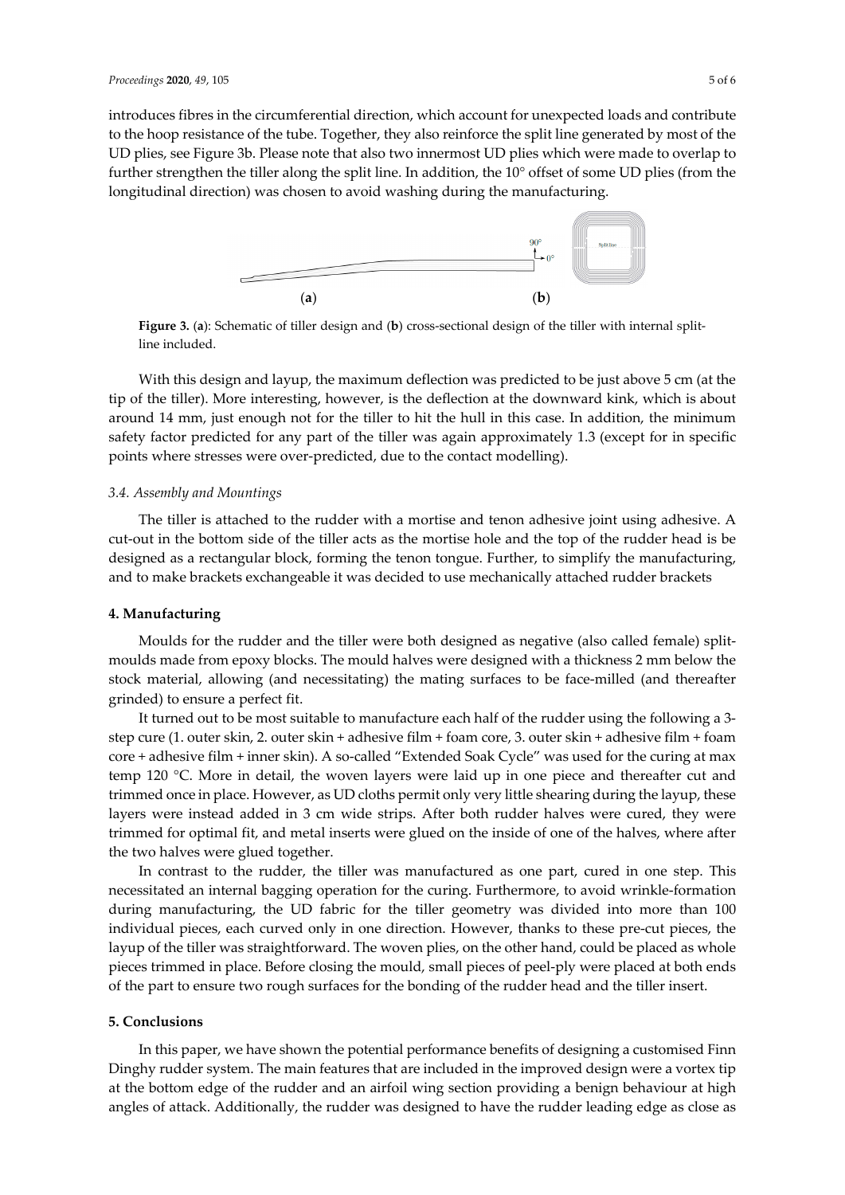introduces fibres in the circumferential direction, which account for unexpected loads and contribute to the hoop resistance of the tube. Together, they also reinforce the split line generated by most of the UD plies, see Figure 3b. Please note that also two innermost UD plies which were made to overlap to further strengthen the tiller along the split line. In addition, the 10° offset of some UD plies (from the longitudinal direction) was chosen to avoid washing during the manufacturing.

**Figure 3.** (**a**): Schematic of tiller design and (**b**) cross-sectional design of the tiller with internal split-line included.

With this design and layup, the maximum deflection was predicted to be just above 5 cm (at the tip of the tiller). More interesting, however, is the deflection at the downward kink, which is about around 14 mm, just enough not for the tiller to hit the hull in this case. In addition, the minimum safety factor predicted for any part of the tiller was again approximately 1.3 (except for in specific points where stresses were over-predicted, due to the contact modelling).

### *3.4. Assembly and Mountings*

The tiller is attached to the rudder with a mortise and tenon adhesive joint using adhesive. A cut-out in the bottom side of the tiller acts as the mortise hole and the top of the rudder head is be designed as a rectangular block, forming the tenon tongue. Further, to simplify the manufacturing, and to make brackets exchangeable it was decided to use mechanically attached rudder brackets

## **4. Manufacturing**

Moulds for the rudder and the tiller were both designed as negative (also called female) split-moulds made from epoxy blocks. The mould halves were designed with a thickness 2 mm below the stock material, allowing (and necessitating) the mating surfaces to be face-milled (and thereafter grinded) to ensure a perfect fit.

It turned out to be most suitable to manufacture each half of the rudder using the following a 3-step cure (1. outer skin, 2. outer skin + adhesive film + foam core, 3. outer skin + adhesive film + foam core + adhesive film + inner skin). A so-called "Extended Soak Cycle" was used for the curing at max temp 120 °C. More in detail, the woven layers were laid up in one piece and thereafter cut and trimmed once in place. However, as UD cloths permit only very little shearing during the layup, these layers were instead added in 3 cm wide strips. After both rudder halves were cured, they were trimmed for optimal fit, and metal inserts were glued on the inside of one of the halves, where after the two halves were glued together.

In contrast to the rudder, the tiller was manufactured as one part, cured in one step. This necessitated an internal bagging operation for the curing. Furthermore, to avoid wrinkle-formation during manufacturing, the UD fabric for the tiller geometry was divided into more than 100 individual pieces, each curved only in one direction. However, thanks to these pre-cut pieces, the layup of the tiller was straightforward. The woven plies, on the other hand, could be placed as whole pieces trimmed in place. Before closing the mould, small pieces of peel-ply were placed at both ends of the part to ensure two rough surfaces for the bonding of the rudder head and the tiller insert.

## **5. Conclusions**

In this paper, we have shown the potential performance benefits of designing a customised Finn Dinghy rudder system. The main features that are included in the improved design were a vortex tip at the bottom edge of the rudder and an airfoil wing section providing a benign behaviour at high angles of attack. Additionally, the rudder was designed to have the rudder leading edge as close as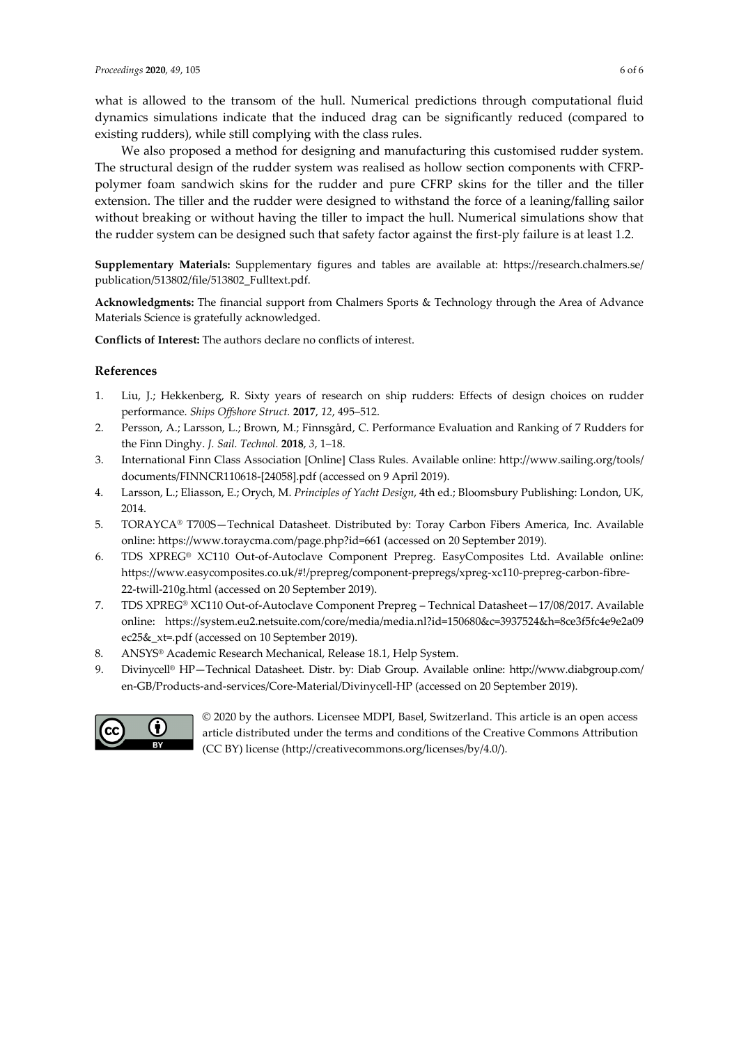what is allowed to the transom of the hull. Numerical predictions through computational fluid dynamics simulations indicate that the induced drag can be significantly reduced (compared to existing rudders), while still complying with the class rules.

We also proposed a method for designing and manufacturing this customised rudder system. The structural design of the rudder system was realised as hollow section components with CFRP-polymer foam sandwich skins for the rudder and pure CFRP skins for the tiller and the tiller extension. The tiller and the rudder were designed to withstand the force of a leaning/falling sailor without breaking or without having the tiller to impact the hull. Numerical simulations show that the rudder system can be designed such that safety factor against the first-ply failure is at least 1.2.

**Supplementary Materials:** Supplementary figures and tables are available at: https://research.chalmers.se/publication/513802/file/513802_Fulltext.pdf.

**Acknowledgments:** The financial support from Chalmers Sports & Technology through the Area of Advance Materials Science is gratefully acknowledged.

**Conflicts of Interest:** The authors declare no conflicts of interest.

## References

1. Liu, J.; Hekkenberg, R. Sixty years of research on ship rudders: Effects of design choices on rudder performance. *Ships Offshore Struct.* **2017**, *12*, 495–512.
2. Persson, A.; Larsson, L.; Brown, M.; Finnsgård, C. Performance Evaluation and Ranking of 7 Rudders for the Finn Dinghy. *J. Sail. Technol.* **2018**, *3*, 1–18.
3. International Finn Class Association [Online] Class Rules. Available online: http://www.sailing.org/tools/documents/FINNCR110618-[24058].pdf (accessed on 9 April 2019).
4. Larsson, L.; Eliasson, E.; Orych, M. *Principles of Yacht Design*, 4th ed.; Bloomsbury Publishing: London, UK, 2014.
5. TORAYCA® T700S—Technical Datasheet. Distributed by: Toray Carbon Fibers America, Inc. Available online: https://www.toraycma.com/page.php?id=661 (accessed on 20 September 2019).
6. TDS XPREG® XC110 Out-of-Autoclave Component Prepreg. EasyComposites Ltd. Available online: https://www.easycomposites.co.uk/#!/prepreg/component-prepregs/xpreg-xc110-prepreg-carbon-fibre-22-twill-210g.html (accessed on 20 September 2019).
7. TDS XPREG® XC110 Out-of-Autoclave Component Prepreg – Technical Datasheet—17/08/2017. Available online: https://system.eu2.netsuite.com/core/media/media.nl?id=150680&c=3937524&h=8ce3f5fc4e9e2a09ec25&_xt=.pdf (accessed on 10 September 2019).
8. ANSYS® Academic Research Mechanical, Release 18.1, Help System.
9. Divinycell® HP—Technical Datasheet. Distr. by: Diab Group. Available online: http://www.diabgroup.com/en-GB/Products-and-services/Core-Material/Divinycell-HP (accessed on 20 September 2019).

© 2020 by the authors. Licensee MDPI, Basel, Switzerland. This article is an open access article distributed under the terms and conditions of the Creative Commons Attribution (CC BY) license (http://creativecommons.org/licenses/by/4.0/).